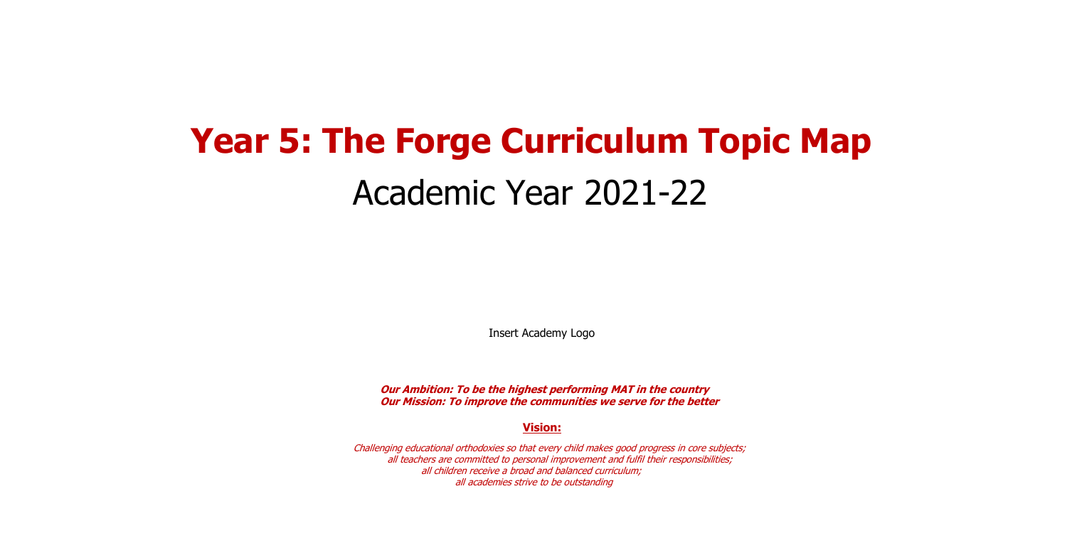# Year 5: The Forge Curriculum Topic Map

## Academic Year 2021-22

Insert Academy Logo

***Our Ambition: To be the highest performing MAT in the country***
***Our Mission: To improve the communities we serve for the better***

**Vision:**

*Challenging educational orthodoxies so that every child makes good progress in core subjects;*
*all teachers are committed to personal improvement and fulfil their responsibilities;*
*all children receive a broad and balanced curriculum;*
*all academies strive to be outstanding*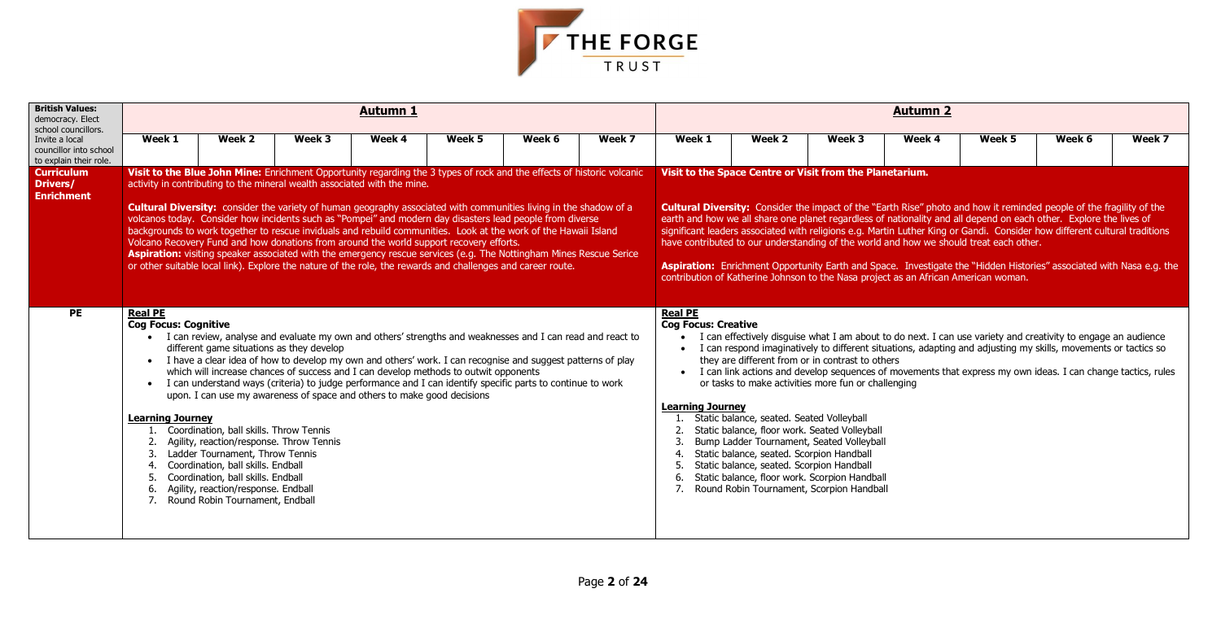| **British Values:** democracy. Elect school councillors. Invite a local councillor into school to explain their role. | **Autumn 1** | | | | | | | **Autumn 2** | | | | | | |
|---|---|---|---|---|---|---|---|---|---|---|---|---|---|---|
| | **Week 1** | **Week 2** | **Week 3** | **Week 4** | **Week 5** | **Week 6** | **Week 7** | **Week 1** | **Week 2** | **Week 3** | **Week 4** | **Week 5** | **Week 6** | **Week 7** |
| **Curriculum Drivers/ Enrichment** | **Visit to the Blue John Mine:** Enrichment Opportunity regarding the 3 types of rock and the effects of historic volcanic activity in contributing to the mineral wealth associated with the mine.<br><br>**Cultural Diversity:** consider the variety of human geography associated with communities living in the shadow of a volcanos today. Consider how incidents such as "Pompei" and modern day disasters lead people from diverse backgrounds to work together to rescue inviduals and rebuild communities. Look at the work of the Hawaii Island Volcano Recovery Fund and how donations from around the world support recovery efforts.<br>**Aspiration:** visiting speaker associated with the emergency rescue services (e.g. The Nottingham Mines Rescue Serice or other suitable local link). Explore the nature of the role, the rewards and challenges and career route. | | | | | | | **Visit to the Space Centre or Visit from the Planetarium.**<br><br>**Cultural Diversity:** Consider the impact of the "Earth Rise" photo and how it reminded people of the fragility of the earth and how we all share one planet regardless of nationality and all depend on each other. Explore the lives of significant leaders associated with religions e.g. Martin Luther King or Gandi. Consider how different cultural traditions have contributed to our understanding of the world and how we should treat each other.<br><br>**Aspiration:** Enrichment Opportunity Earth and Space. Investigate the "Hidden Histories" associated with Nasa e.g. the contribution of Katherine Johnson to the Nasa project as an African American woman. | | | | | | |
| **PE** | **Real PE**<br>**Cog Focus: Cognitive**<br>• I can review, analyse and evaluate my own and others' strengths and weaknesses and I can read and react to different game situations as they develop<br>• I have a clear idea of how to develop my own and others' work. I can recognise and suggest patterns of play which will increase chances of success and I can develop methods to outwit opponents<br>• I can understand ways (criteria) to judge performance and I can identify specific parts to continue to work upon. I can use my awareness of space and others to make good decisions<br><br>**Learning Journey**<br>1. Coordination, ball skills. Throw Tennis<br>2. Agility, reaction/response. Throw Tennis<br>3. Ladder Tournament, Throw Tennis<br>4. Coordination, ball skills. Endball<br>5. Coordination, ball skills. Endball<br>6. Agility, reaction/response. Endball<br>7. Round Robin Tournament, Endball | | | | | | | **Real PE**<br>**Cog Focus: Creative**<br>• I can effectively disguise what I am about to do next. I can use variety and creativity to engage an audience<br>• I can respond imaginatively to different situations, adapting and adjusting my skills, movements or tactics so they are different from or in contrast to others<br>• I can link actions and develop sequences of movements that express my own ideas. I can change tactics, rules or tasks to make activities more fun or challenging<br><br>**Learning Journey**<br>1. Static balance, seated. Seated Volleyball<br>2. Static balance, floor work. Seated Volleyball<br>3. Bump Ladder Tournament, Seated Volleyball<br>4. Static balance, seated. Scorpion Handball<br>5. Static balance, seated. Scorpion Handball<br>6. Static balance, floor work. Scorpion Handball<br>7. Round Robin Tournament, Scorpion Handball | | | | | | |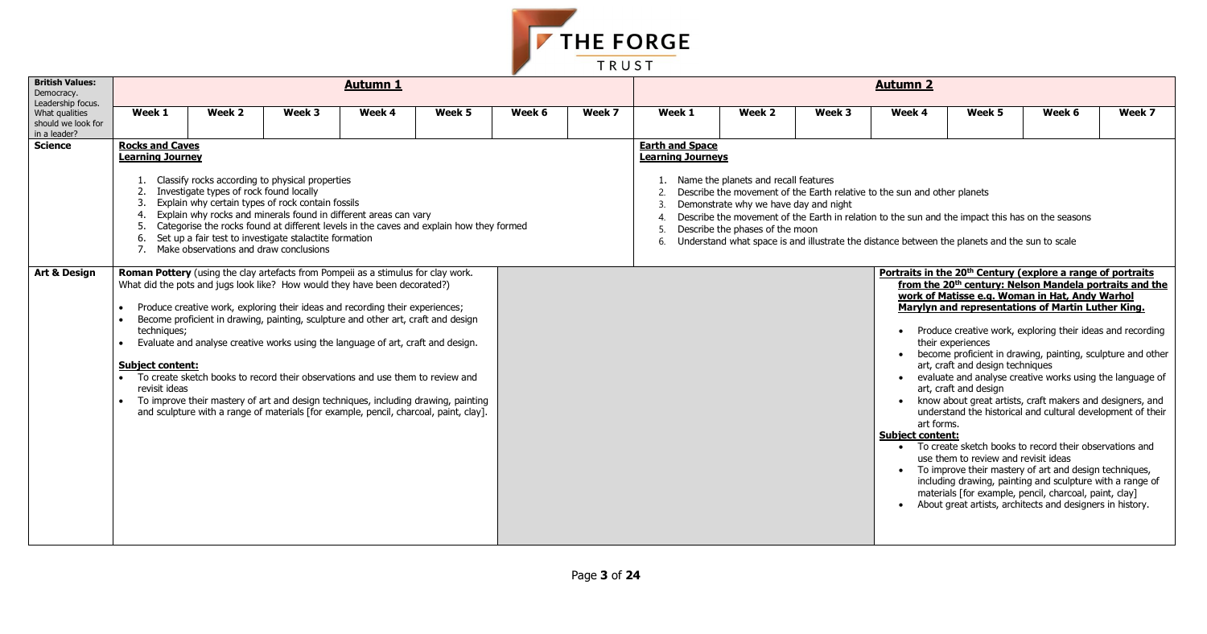| British Values: Democracy. Leadership focus. What qualities should we look for in a leader? | Autumn 1 | | | | | | | Autumn 2 | | | | | | |
|---|---|---|---|---|---|---|---|---|---|---|---|---|---|---|
| | Week 1 | Week 2 | Week 3 | Week 4 | Week 5 | Week 6 | Week 7 | Week 1 | Week 2 | Week 3 | Week 4 | Week 5 | Week 6 | Week 7 |
| **Science** | **Rocks and Caves**<br>**Learning Journey**<br>1. Classify rocks according to physical properties<br>2. Investigate types of rock found locally<br>3. Explain why certain types of rock contain fossils<br>4. Explain why rocks and minerals found in different areas can vary<br>5. Categorise the rocks found at different levels in the caves and explain how they formed<br>6. Set up a fair test to investigate stalactite formation<br>7. Make observations and draw conclusions | | | | | | | **Earth and Space**<br>**Learning Journeys**<br>1. Name the planets and recall features<br>2. Describe the movement of the Earth relative to the sun and other planets<br>3. Demonstrate why we have day and night<br>4. Describe the movement of the Earth in relation to the sun and the impact this has on the seasons<br>5. Describe the phases of the moon<br>6. Understand what space is and illustrate the distance between the planets and the sun to scale | | | | | | |
| **Art & Design** | **Roman Pottery** (using the clay artefacts from Pompeii as a stimulus for clay work. What did the pots and jugs look like? How would they have been decorated?)<br>• Produce creative work, exploring their ideas and recording their experiences;<br>• Become proficient in drawing, painting, sculpture and other art, craft and design techniques;<br>• Evaluate and analyse creative works using the language of art, craft and design.<br>**Subject content:**<br>• To create sketch books to record their observations and use them to review and revisit ideas<br>• To improve their mastery of art and design techniques, including drawing, painting and sculpture with a range of materials [for example, pencil, charcoal, paint, clay]. | | | | | | | | | | **Portraits in the 20th Century (explore a range of portraits from the 20th century: Nelson Mandela portraits and the work of Matisse e.g. Woman in Hat, Andy Warhol Marylyn and representations of Martin Luther King.**<br>• Produce creative work, exploring their ideas and recording their experiences<br>• become proficient in drawing, painting, sculpture and other art, craft and design techniques<br>• evaluate and analyse creative works using the language of art, craft and design<br>• know about great artists, craft makers and designers, and understand the historical and cultural development of their art forms.<br>**Subject content:**<br>• To create sketch books to record their observations and use them to review and revisit ideas<br>• To improve their mastery of art and design techniques, including drawing, painting and sculpture with a range of materials [for example, pencil, charcoal, paint, clay]<br>• About great artists, architects and designers in history. | | | |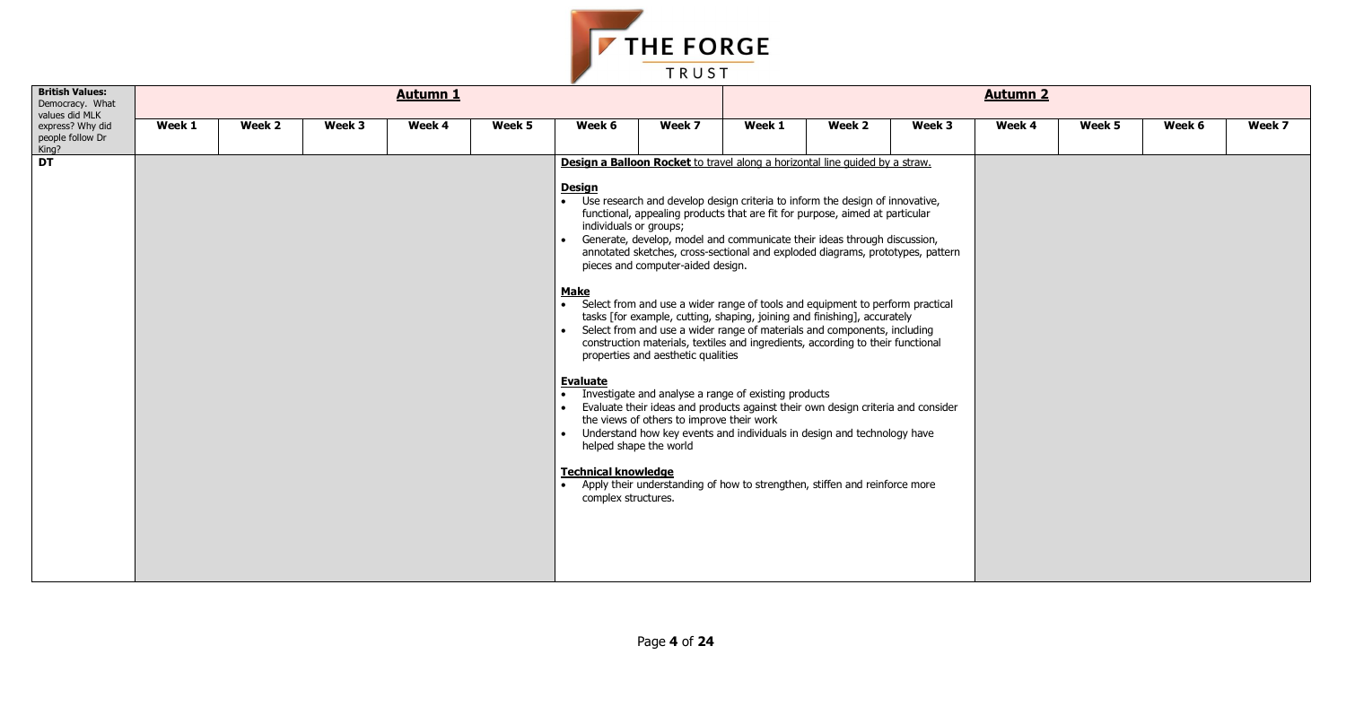| British Values: Democracy. What values did MLK express? Why did people follow Dr King? | **Autumn 1** | | | | | | | **Autumn 2** | | | | | | |
|---|---|---|---|---|---|---|---|---|---|---|---|---|---|---|
| | **Week 1** | **Week 2** | **Week 3** | **Week 4** | **Week 5** | **Week 6** | **Week 7** | **Week 1** | **Week 2** | **Week 3** | **Week 4** | **Week 5** | **Week 6** | **Week 7** |
| **DT** | | | | | | **Design a Balloon Rocket** to travel along a horizontal line guided by a straw.<br><br>**Design**<br>• Use research and develop design criteria to inform the design of innovative, functional, appealing products that are fit for purpose, aimed at particular individuals or groups;<br>• Generate, develop, model and communicate their ideas through discussion, annotated sketches, cross-sectional and exploded diagrams, prototypes, pattern pieces and computer-aided design.<br><br>**Make**<br>• Select from and use a wider range of tools and equipment to perform practical tasks [for example, cutting, shaping, joining and finishing], accurately<br>• Select from and use a wider range of materials and components, including construction materials, textiles and ingredients, according to their functional properties and aesthetic qualities<br><br>**Evaluate**<br>• Investigate and analyse a range of existing products<br>• Evaluate their ideas and products against their own design criteria and consider the views of others to improve their work<br>• Understand how key events and individuals in design and technology have helped shape the world<br><br>**Technical knowledge**<br>• Apply their understanding of how to strengthen, stiffen and reinforce more complex structures. | | | | | | | | |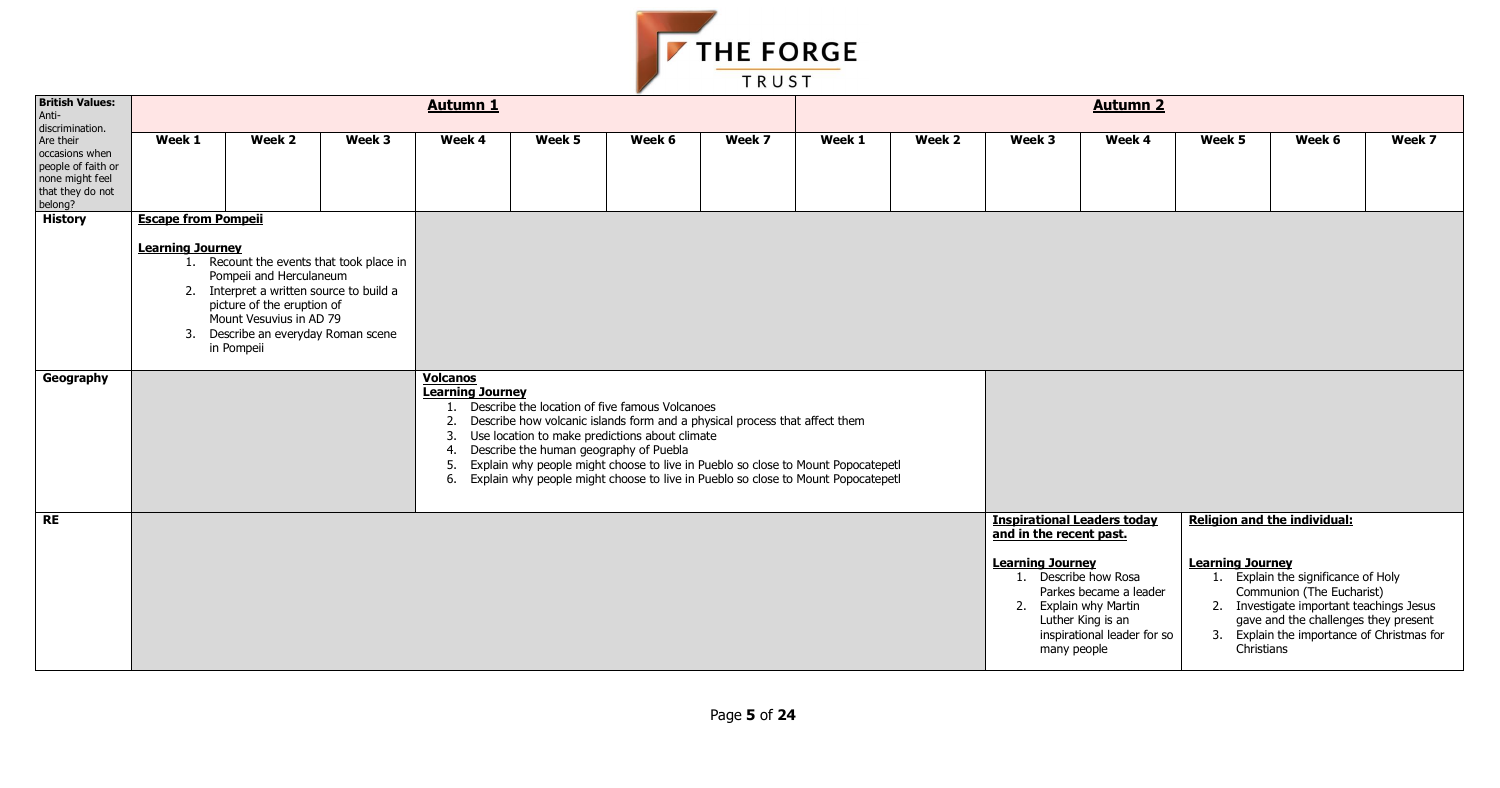| British Values: Anti-discrimination. Are their occasions when people of faith or none might feel that they do not belong? | **Autumn 1** | | | | | | | **Autumn 2** | | | | | | |
|---|---|---|---|---|---|---|---|---|---|---|---|---|---|---|
| | **Week 1** | **Week 2** | **Week 3** | **Week 4** | **Week 5** | **Week 6** | **Week 7** | **Week 1** | **Week 2** | **Week 3** | **Week 4** | **Week 5** | **Week 6** | **Week 7** |
| **History** | **Escape from Pompeii**<br><br>**Learning Journey**<br>1. Recount the events that took place in Pompeii and Herculaneum<br>2. Interpret a written source to build a picture of the eruption of Mount Vesuvius in AD 79<br>3. Describe an everyday Roman scene in Pompeii | | | | | | | | | | | | | |
| **Geography** | | | | **Volcanos**<br>**Learning Journey**<br>1. Describe the location of five famous Volcanoes<br>2. Describe how volcanic islands form and a physical process that affect them<br>3. Use location to make predictions about climate<br>4. Describe the human geography of Puebla<br>5. Explain why people might choose to live in Pueblo so close to Mount Popocatepetl<br>6. Explain why people might choose to live in Pueblo so close to Mount Popocatepetl | | | | | | | | | | |
| **RE** | | | | | | | | | | **Inspirational Leaders today and in the recent past.**<br><br>**Learning Journey**<br>1. Describe how Rosa Parkes became a leader<br>2. Explain why Martin Luther King is an inspirational leader for so many people | | **Religion and the individual:**<br><br>**Learning Journey**<br>1. Explain the significance of Holy Communion (The Eucharist)<br>2. Investigate important teachings Jesus gave and the challenges they present<br>3. Explain the importance of Christmas for Christians | | |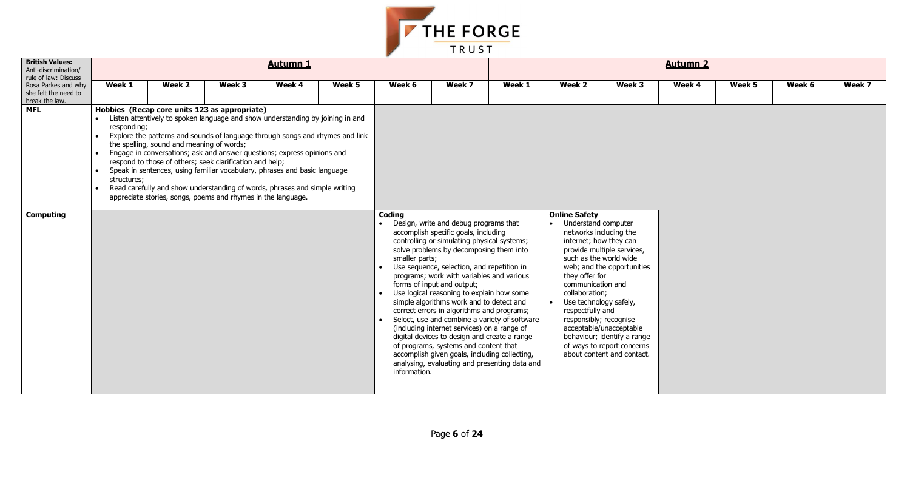| British Values: Anti-discrimination/ rule of law: Discuss Rosa Parkes and why she felt the need to break the law. | **Autumn 1** | | | | | | | **Autumn 2** | | | | | | |
|---|---|---|---|---|---|---|---|---|---|---|---|---|---|---|
| | **Week 1** | **Week 2** | **Week 3** | **Week 4** | **Week 5** | **Week 6** | **Week 7** | **Week 1** | **Week 2** | **Week 3** | **Week 4** | **Week 5** | **Week 6** | **Week 7** |
| **MFL** | **Hobbies (Recap core units 123 as appropriate)**<br>• Listen attentively to spoken language and show understanding by joining in and responding;<br>• Explore the patterns and sounds of language through songs and rhymes and link the spelling, sound and meaning of words;<br>• Engage in conversations; ask and answer questions; express opinions and respond to those of others; seek clarification and help;<br>• Speak in sentences, using familiar vocabulary, phrases and basic language structures;<br>• Read carefully and show understanding of words, phrases and simple writing appreciate stories, songs, poems and rhymes in the language. | | | | | | | | | | | | | |
| **Computing** | | | | | | **Coding**<br>• Design, write and debug programs that accomplish specific goals, including controlling or simulating physical systems; solve problems by decomposing them into smaller parts;<br>• Use sequence, selection, and repetition in programs; work with variables and various forms of input and output;<br>• Use logical reasoning to explain how some simple algorithms work and to detect and correct errors in algorithms and programs;<br>• Select, use and combine a variety of software (including internet services) on a range of digital devices to design and create a range of programs, systems and content that accomplish given goals, including collecting, analysing, evaluating and presenting data and information. | | | **Online Safety**<br>• Understand computer networks including the internet; how they can provide multiple services, such as the world wide web; and the opportunities they offer for communication and collaboration;<br>• Use technology safely, respectfully and responsibly; recognise acceptable/unacceptable behaviour; identify a range of ways to report concerns about content and contact. | | | | | |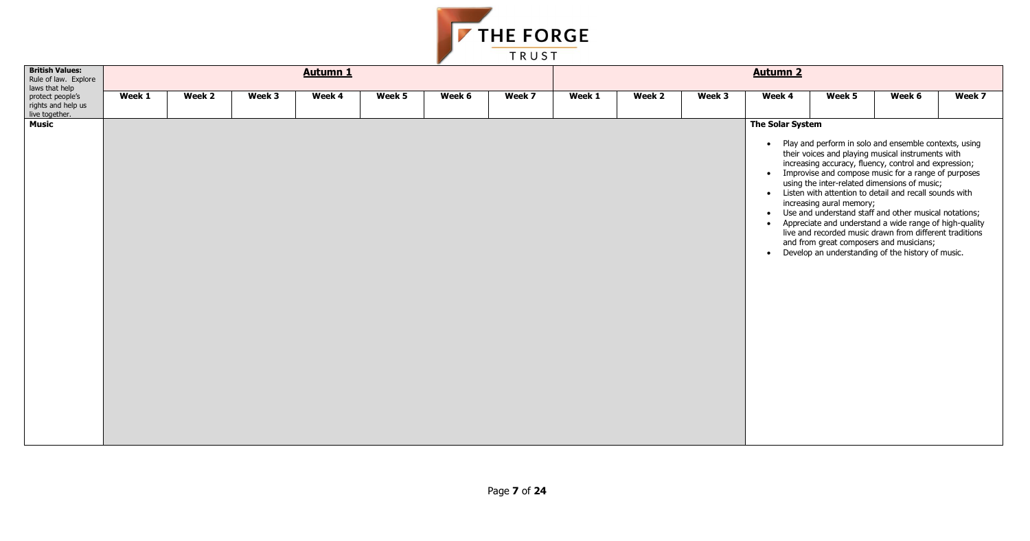| British Values: Rule of law. Explore laws that help protect people's rights and help us live together. | Autumn 1 | | | | | | | Autumn 2 | | | | | | |
|---|---|---|---|---|---|---|---|---|---|---|---|---|---|---|
| | Week 1 | Week 2 | Week 3 | Week 4 | Week 5 | Week 6 | Week 7 | Week 1 | Week 2 | Week 3 | Week 4 | Week 5 | Week 6 | Week 7 |
| **Music** | | | | | | | | | | | **The Solar System**<br><br>• Play and perform in solo and ensemble contexts, using their voices and playing musical instruments with increasing accuracy, fluency, control and expression;<br>• Improvise and compose music for a range of purposes using the inter-related dimensions of music;<br>• Listen with attention to detail and recall sounds with increasing aural memory;<br>• Use and understand staff and other musical notations;<br>• Appreciate and understand a wide range of high-quality live and recorded music drawn from different traditions and from great composers and musicians;<br>• Develop an understanding of the history of music. | | | |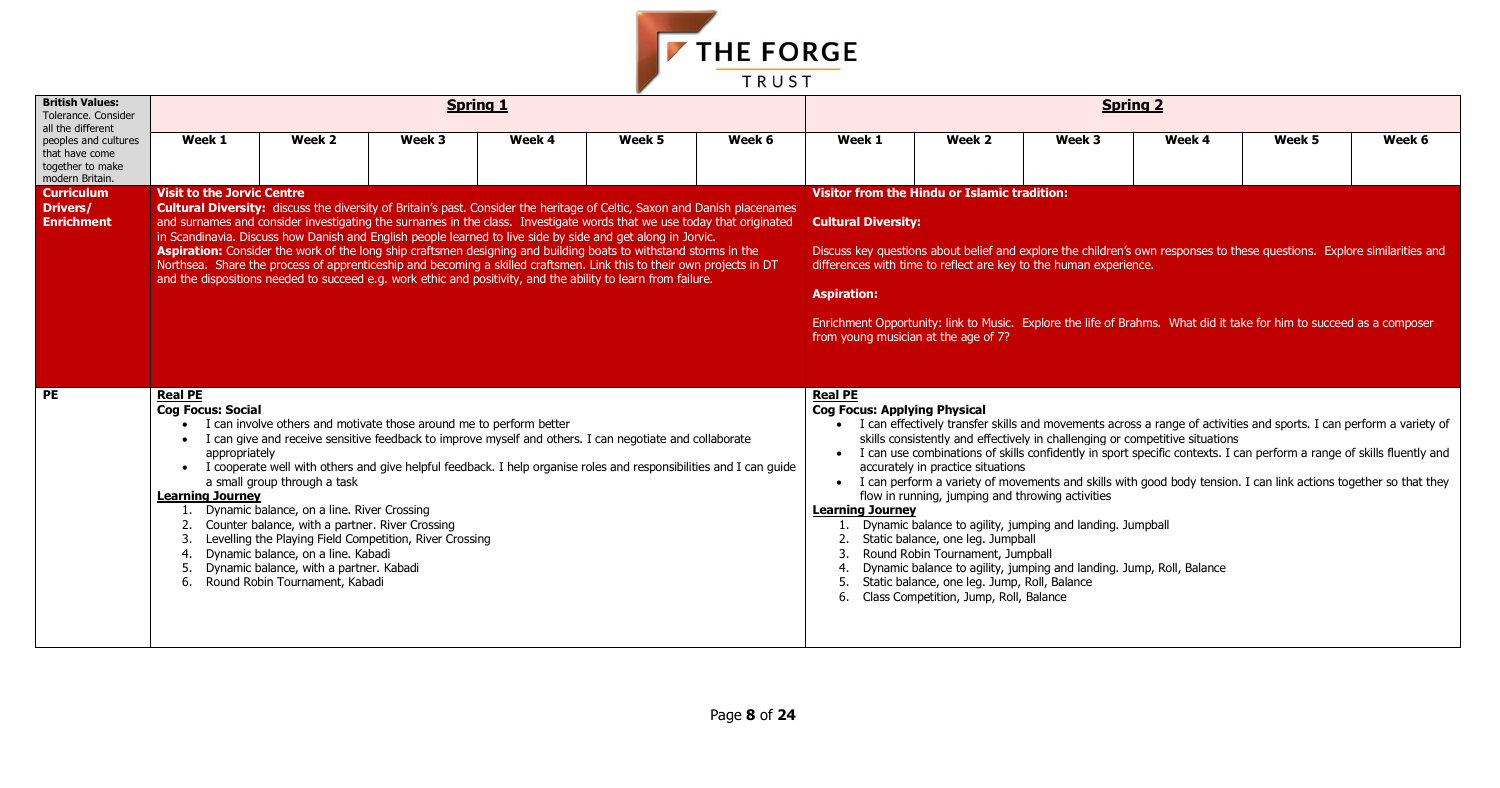| British Values: Tolerance. Consider all the different peoples and cultures that have come together to make modern Britain. | Spring 1 | | | | | | Spring 2 | | | | | |
|---|---|---|---|---|---|---|---|---|---|---|---|---|
| | Week 1 | Week 2 | Week 3 | Week 4 | Week 5 | Week 6 | Week 1 | Week 2 | Week 3 | Week 4 | Week 5 | Week 6 |
| **Curriculum Drivers/ Enrichment** | **Visit to the Jorvic Centre**<br>**Cultural Diversity:** discuss the diversity of Britain's past. Consider the heritage of Celtic, Saxon and Danish placenames and surnames and consider investigating the surnames in the class. Investigate words that we use today that originated in Scandinavia. Discuss how Danish and English people learned to live side by side and get along in Jorvic.<br>**Aspiration:** Consider the work of the long ship craftsmen designing and building boats to withstand storms in the Northsea. Share the process of apprenticeship and becoming a skilled craftsmen. Link this to their own projects in DT and the dispositions needed to succeed e.g. work ethic and positivity, and the ability to learn from failure. | | | | | | **Visitor from the Hindu or Islamic tradition:**<br>**Cultural Diversity:**<br>Discuss key questions about belief and explore the children's own responses to these questions. Explore similarities and differences with time to reflect are key to the human experience.<br>**Aspiration:**<br>Enrichment Opportunity: link to Music. Explore the life of Brahms. What did it take for him to succeed as a composer from young musician at the age of 7? | | | | | |
| **PE** | **Real PE**<br>**Cog Focus: Social**<br>• I can involve others and motivate those around me to perform better<br>• I can give and receive sensitive feedback to improve myself and others. I can negotiate and collaborate appropriately<br>• I cooperate well with others and give helpful feedback. I help organise roles and responsibilities and I can guide a small group through a task<br>**Learning Journey**<br>1. Dynamic balance, on a line. River Crossing<br>2. Counter balance, with a partner. River Crossing<br>3. Levelling the Playing Field Competition, River Crossing<br>4. Dynamic balance, on a line. Kabadi<br>5. Dynamic balance, with a partner. Kabadi<br>6. Round Robin Tournament, Kabadi | | | | | | **Real PE**<br>**Cog Focus: Applying Physical**<br>• I can effectively transfer skills and movements across a range of activities and sports. I can perform a variety of skills consistently and effectively in challenging or competitive situations<br>• I can use combinations of skills confidently in sport specific contexts. I can perform a range of skills fluently and accurately in practice situations<br>• I can perform a variety of movements and skills with good body tension. I can link actions together so that they flow in running, jumping and throwing activities<br>**Learning Journey**<br>1. Dynamic balance to agility, jumping and landing. Jumpball<br>2. Static balance, one leg. Jumpball<br>3. Round Robin Tournament, Jumpball<br>4. Dynamic balance to agility, jumping and landing. Jump, Roll, Balance<br>5. Static balance, one leg. Jump, Roll, Balance<br>6. Class Competition, Jump, Roll, Balance | | | | | |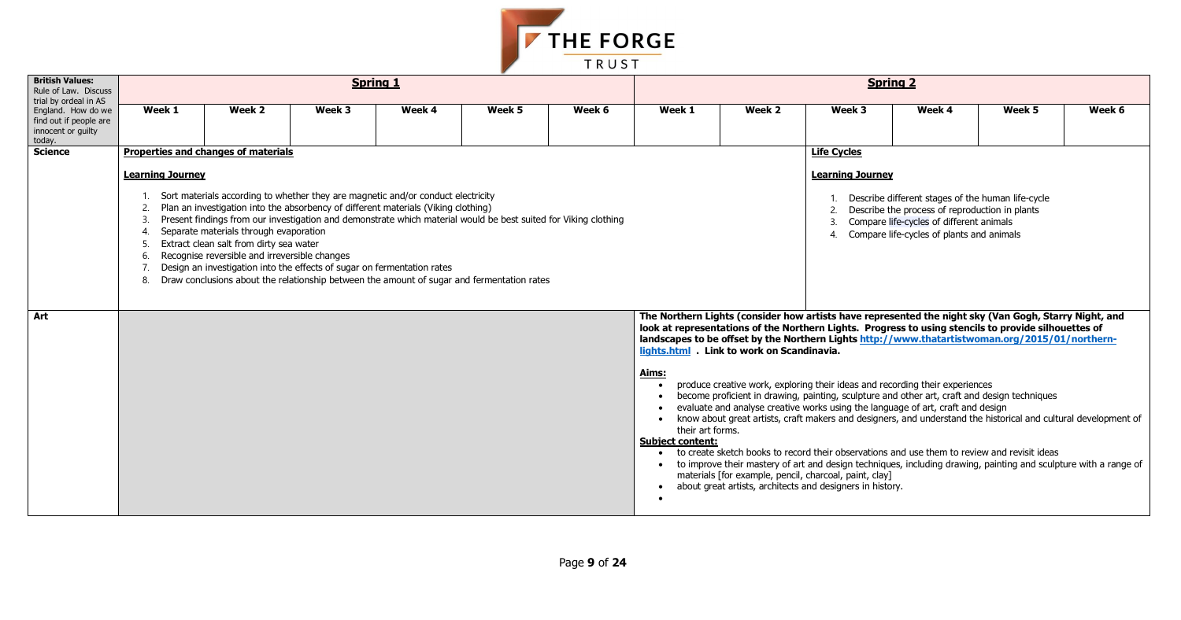| British Values: Rule of Law. Discuss trial by ordeal in AS England. How do we find out if people are innocent or guilty today. | **Spring 1** | | | | | | **Spring 2** | | | | | |
|---|---|---|---|---|---|---|---|---|---|---|---|---|
| | **Week 1** | **Week 2** | **Week 3** | **Week 4** | **Week 5** | **Week 6** | **Week 1** | **Week 2** | **Week 3** | **Week 4** | **Week 5** | **Week 6** |
| **Science** | **Properties and changes of materials**<br><br>**Learning Journey**<br><br>1. Sort materials according to whether they are magnetic and/or conduct electricity<br>2. Plan an investigation into the absorbency of different materials (Viking clothing)<br>3. Present findings from our investigation and demonstrate which material would be best suited for Viking clothing<br>4. Separate materials through evaporation<br>5. Extract clean salt from dirty sea water<br>6. Recognise reversible and irreversible changes<br>7. Design an investigation into the effects of sugar on fermentation rates<br>8. Draw conclusions about the relationship between the amount of sugar and fermentation rates | | | | | | | | **Life Cycles**<br><br>**Learning Journey**<br><br>1. Describe different stages of the human life-cycle<br>2. Describe the process of reproduction in plants<br>3. Compare life-cycles of different animals<br>4. Compare life-cycles of plants and animals | | | |
| **Art** | | | | | | | **The Northern Lights (consider how artists have represented the night sky (Van Gogh, Starry Night, and look at representations of the Northern Lights. Progress to using stencils to provide silhouettes of landscapes to be offset by the Northern Lights [http://www.thatartistwoman.org/2015/01/northern-lights.html](http://www.thatartistwoman.org/2015/01/northern-lights.html) . Link to work on Scandinavia.**<br><br>**Aims:**<br>• produce creative work, exploring their ideas and recording their experiences<br>• become proficient in drawing, painting, sculpture and other art, craft and design techniques<br>• evaluate and analyse creative works using the language of art, craft and design<br>• know about great artists, craft makers and designers, and understand the historical and cultural development of their art forms.<br>**Subject content:**<br>• to create sketch books to record their observations and use them to review and revisit ideas<br>• to improve their mastery of art and design techniques, including drawing, painting and sculpture with a range of materials [for example, pencil, charcoal, paint, clay]<br>• about great artists, architects and designers in history.<br>• | | | | | |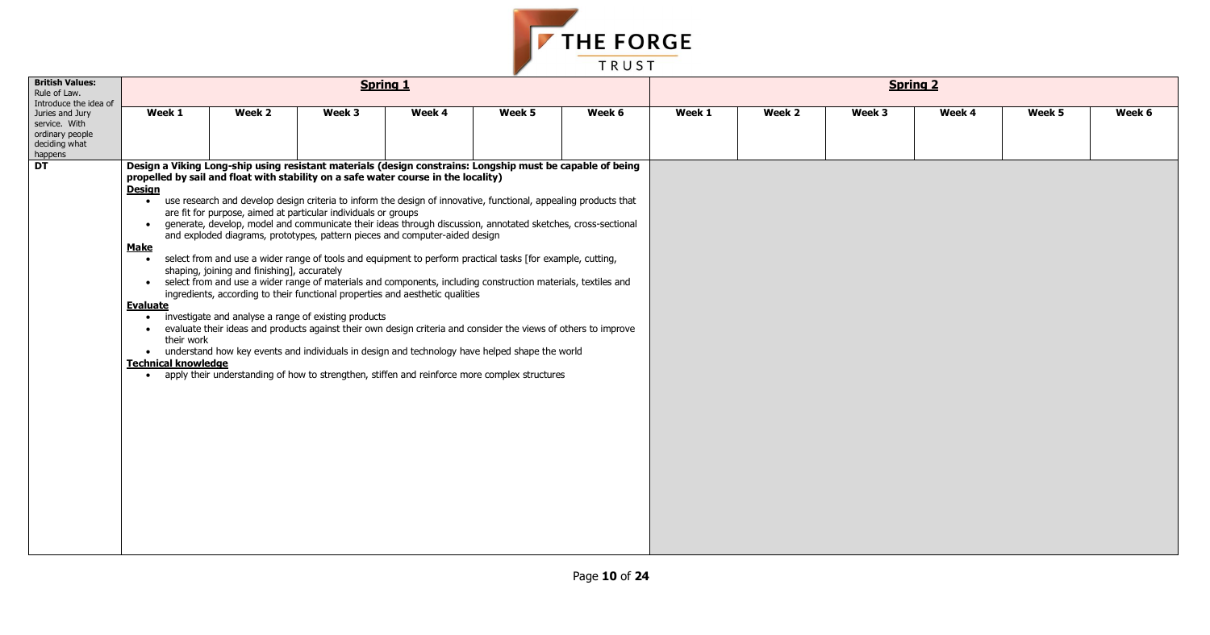| British Values: Rule of Law. Introduce the idea of Juries and Jury service. With ordinary people deciding what happens | Spring 1 | | | | | | Spring 2 | | | | | |
|---|---|---|---|---|---|---|---|---|---|---|---|---|
| | Week 1 | Week 2 | Week 3 | Week 4 | Week 5 | Week 6 | Week 1 | Week 2 | Week 3 | Week 4 | Week 5 | Week 6 |
| **DT** | **Design a Viking Long-ship using resistant materials (design constrains: Longship must be capable of being propelled by sail and float with stability on a safe water course in the locality)**<br><br>**Design**<br>• use research and develop design criteria to inform the design of innovative, functional, appealing products that are fit for purpose, aimed at particular individuals or groups<br>• generate, develop, model and communicate their ideas through discussion, annotated sketches, cross-sectional and exploded diagrams, prototypes, pattern pieces and computer-aided design<br><br>**Make**<br>• select from and use a wider range of tools and equipment to perform practical tasks [for example, cutting, shaping, joining and finishing], accurately<br>• select from and use a wider range of materials and components, including construction materials, textiles and ingredients, according to their functional properties and aesthetic qualities<br><br>**Evaluate**<br>• investigate and analyse a range of existing products<br>• evaluate their ideas and products against their own design criteria and consider the views of others to improve their work<br>• understand how key events and individuals in design and technology have helped shape the world<br><br>**Technical knowledge**<br>• apply their understanding of how to strengthen, stiffen and reinforce more complex structures | | | | | | | | | | | |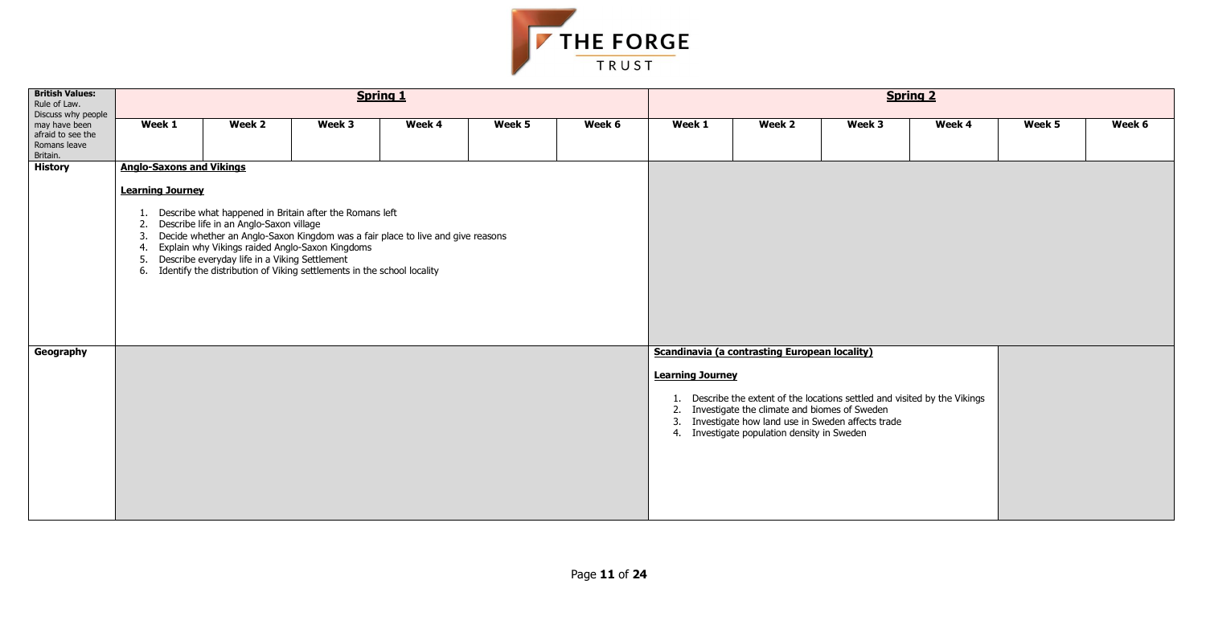| British Values: Rule of Law. Discuss why people may have been afraid to see the Romans leave Britain. | **Spring 1** | | | | | | **Spring 2** | | | | | |
|---|---|---|---|---|---|---|---|---|---|---|---|---|
| | **Week 1** | **Week 2** | **Week 3** | **Week 4** | **Week 5** | **Week 6** | **Week 1** | **Week 2** | **Week 3** | **Week 4** | **Week 5** | **Week 6** |
| **History** | **Anglo-Saxons and Vikings**<br><br>**Learning Journey**<br><br>1. Describe what happened in Britain after the Romans left<br>2. Describe life in an Anglo-Saxon village<br>3. Decide whether an Anglo-Saxon Kingdom was a fair place to live and give reasons<br>4. Explain why Vikings raided Anglo-Saxon Kingdoms<br>5. Describe everyday life in a Viking Settlement<br>6. Identify the distribution of Viking settlements in the school locality | | | | | | | | | | | |
| **Geography** | | | | | | | **Scandinavia (a contrasting European locality)**<br><br>**Learning Journey**<br><br>1. Describe the extent of the locations settled and visited by the Vikings<br>2. Investigate the climate and biomes of Sweden<br>3. Investigate how land use in Sweden affects trade<br>4. Investigate population density in Sweden | | | | | |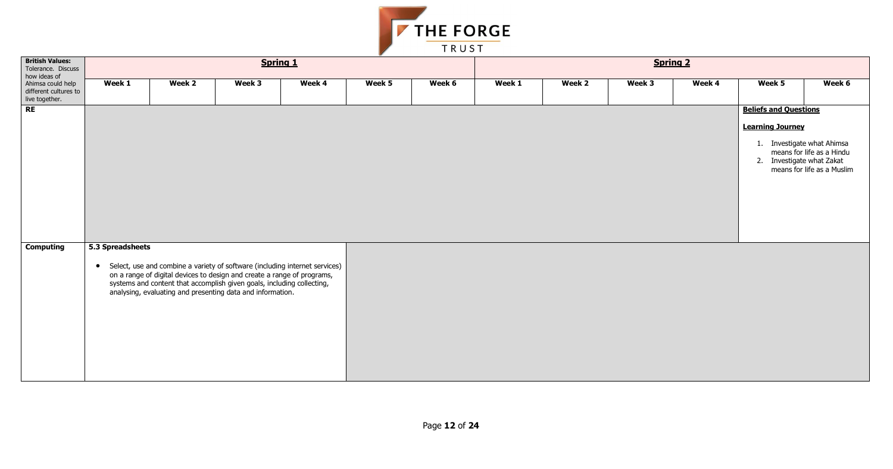| British Values: Tolerance. Discuss how ideas of Ahimsa could help different cultures to live together. | **Spring 1** | | | | | | **Spring 2** | | | | | |
|---|---|---|---|---|---|---|---|---|---|---|---|---|
| | **Week 1** | **Week 2** | **Week 3** | **Week 4** | **Week 5** | **Week 6** | **Week 1** | **Week 2** | **Week 3** | **Week 4** | **Week 5** | **Week 6** |
| **RE** | | | | | | | | | | | **Beliefs and Questions**<br><br>**Learning Journey**<br><br>1. Investigate what Ahimsa means for life as a Hindu<br>2. Investigate what Zakat means for life as a Muslim | |
| **Computing** | **5.3 Spreadsheets**<br><br>• Select, use and combine a variety of software (including internet services) on a range of digital devices to design and create a range of programs, systems and content that accomplish given goals, including collecting, analysing, evaluating and presenting data and information. | | | | | | | | | | | |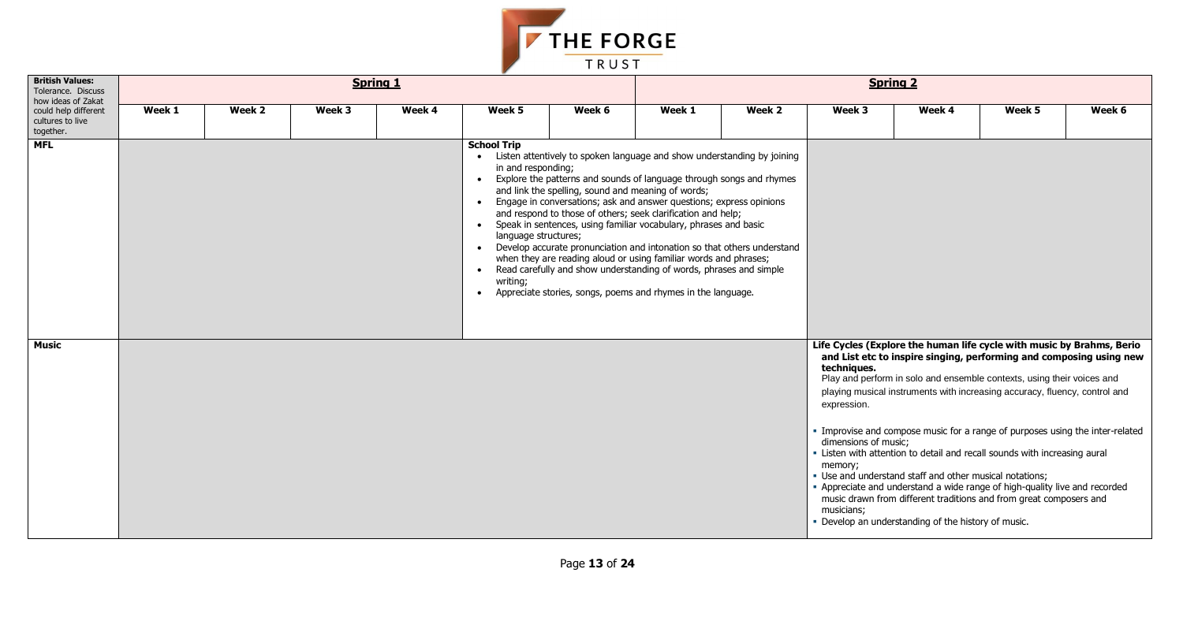| British Values: Tolerance. Discuss how ideas of Zakat could help different cultures to live together. | **Spring 1** | | | | | | **Spring 2** | | | | | |
|---|---|---|---|---|---|---|---|---|---|---|---|---|
| | **Week 1** | **Week 2** | **Week 3** | **Week 4** | **Week 5** | **Week 6** | **Week 1** | **Week 2** | **Week 3** | **Week 4** | **Week 5** | **Week 6** |
| **MFL** | | | | | **School Trip**<br>• Listen attentively to spoken language and show understanding by joining in and responding;<br>• Explore the patterns and sounds of language through songs and rhymes and link the spelling, sound and meaning of words;<br>• Engage in conversations; ask and answer questions; express opinions and respond to those of others; seek clarification and help;<br>• Speak in sentences, using familiar vocabulary, phrases and basic language structures;<br>• Develop accurate pronunciation and intonation so that others understand when they are reading aloud or using familiar words and phrases;<br>• Read carefully and show understanding of words, phrases and simple writing;<br>• Appreciate stories, songs, poems and rhymes in the language. | | | | | | | |
| **Music** | | | | | | | | | **Life Cycles (Explore the human life cycle with music by Brahms, Berio and List etc to inspire singing, performing and composing using new techniques.**<br>Play and perform in solo and ensemble contexts, using their voices and playing musical instruments with increasing accuracy, fluency, control and expression.<br>• Improvise and compose music for a range of purposes using the inter-related dimensions of music;<br>• Listen with attention to detail and recall sounds with increasing aural memory;<br>• Use and understand staff and other musical notations;<br>• Appreciate and understand a wide range of high-quality live and recorded music drawn from different traditions and from great composers and musicians;<br>• Develop an understanding of the history of music. | | | |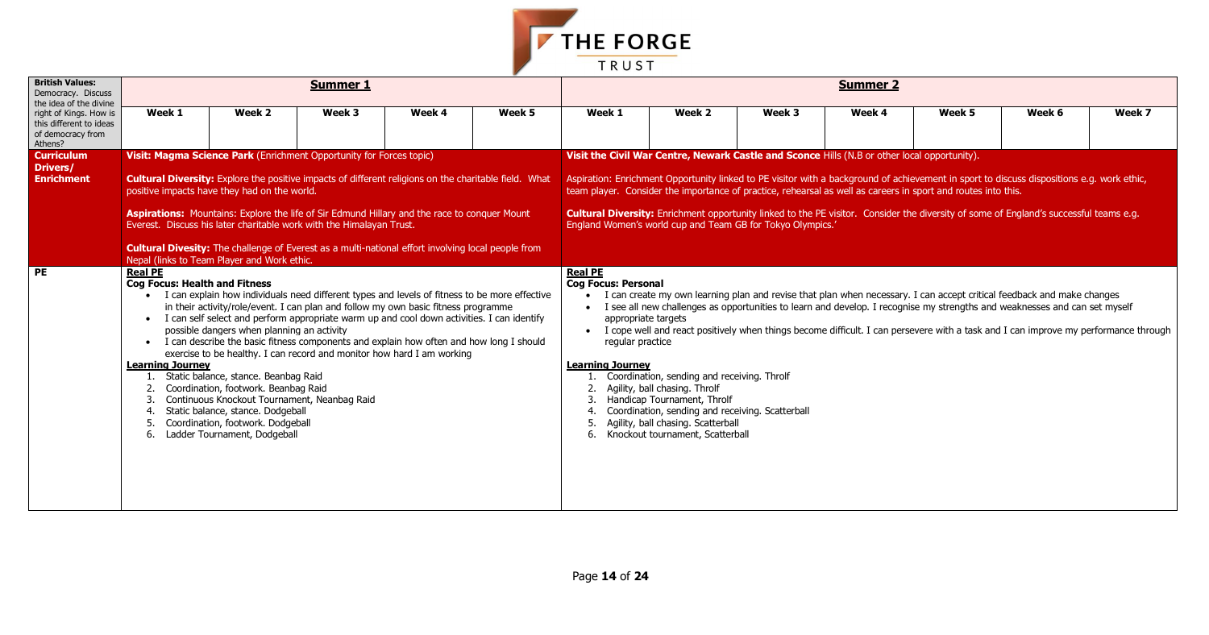| **British Values:** Democracy. Discuss the idea of the divine right of Kings. How is this different to ideas of democracy from Athens? | **Summer 1** | | | | | **Summer 2** | | | | | | |
|---|---|---|---|---|---|---|---|---|---|---|---|---|
| | **Week 1** | **Week 2** | **Week 3** | **Week 4** | **Week 5** | **Week 1** | **Week 2** | **Week 3** | **Week 4** | **Week 5** | **Week 6** | **Week 7** |
| **Curriculum Drivers/ Enrichment** | **Visit: Magma Science Park** (Enrichment Opportunity for Forces topic)<br><br>**Cultural Diversity:** Explore the positive impacts of different religions on the charitable field. What positive impacts have they had on the world.<br><br>**Aspirations:** Mountains: Explore the life of Sir Edmund Hillary and the race to conquer Mount Everest. Discuss his later charitable work with the Himalayan Trust.<br><br>**Cultural Divesity:** The challenge of Everest as a multi-national effort involving local people from Nepal (links to Team Player and Work ethic. | | | | | **Visit the Civil War Centre, Newark Castle and Sconce** Hills (N.B or other local opportunity).<br><br>Aspiration: Enrichment Opportunity linked to PE visitor with a background of achievement in sport to discuss dispositions e.g. work ethic, team player. Consider the importance of practice, rehearsal as well as careers in sport and routes into this.<br><br>**Cultural Diversity:** Enrichment opportunity linked to the PE visitor. Consider the diversity of some of England's successful teams e.g. England Women's world cup and Team GB for Tokyo Olympics.' | | | | | | |
| **PE** | **Real PE**<br>**Cog Focus: Health and Fitness**<br>• I can explain how individuals need different types and levels of fitness to be more effective in their activity/role/event. I can plan and follow my own basic fitness programme<br>• I can self select and perform appropriate warm up and cool down activities. I can identify possible dangers when planning an activity<br>• I can describe the basic fitness components and explain how often and how long I should exercise to be healthy. I can record and monitor how hard I am working<br><br>**Learning Journey**<br>1. Static balance, stance. Beanbag Raid<br>2. Coordination, footwork. Beanbag Raid<br>3. Continuous Knockout Tournament, Neanbag Raid<br>4. Static balance, stance. Dodgeball<br>5. Coordination, footwork. Dodgeball<br>6. Ladder Tournament, Dodgeball | | | | | **Real PE**<br>**Cog Focus: Personal**<br>• I can create my own learning plan and revise that plan when necessary. I can accept critical feedback and make changes<br>• I see all new challenges as opportunities to learn and develop. I recognise my strengths and weaknesses and can set myself appropriate targets<br>• I cope well and react positively when things become difficult. I can persevere with a task and I can improve my performance through regular practice<br><br>**Learning Journey**<br>1. Coordination, sending and receiving. Throlf<br>2. Agility, ball chasing. Throlf<br>3. Handicap Tournament, Throlf<br>4. Coordination, sending and receiving. Scatterball<br>5. Agility, ball chasing. Scatterball<br>6. Knockout tournament, Scatterball | | | | | | |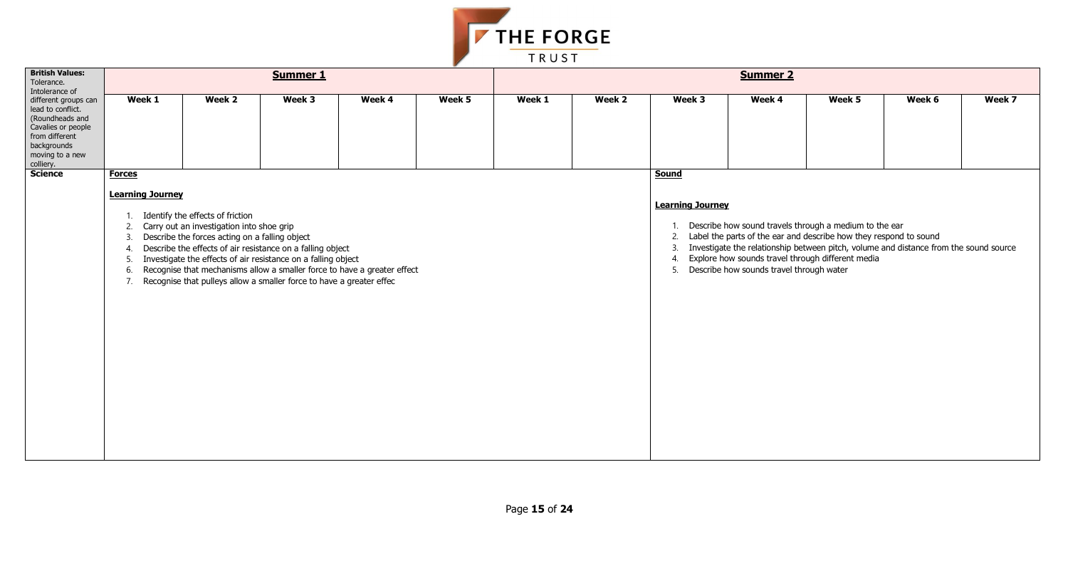| British Values: Tolerance. Intolerance of different groups can lead to conflict. (Roundheads and Cavalies or people from different backgrounds moving to a new colliery. | **Summer 1** | | | | | **Summer 2** | | | | | | |
|---|---|---|---|---|---|---|---|---|---|---|---|---|
| | **Week 1** | **Week 2** | **Week 3** | **Week 4** | **Week 5** | **Week 1** | **Week 2** | **Week 3** | **Week 4** | **Week 5** | **Week 6** | **Week 7** |
| **Science** | **Forces**<br><br>**Learning Journey**<br><br>1. Identify the effects of friction<br>2. Carry out an investigation into shoe grip<br>3. Describe the forces acting on a falling object<br>4. Describe the effects of air resistance on a falling object<br>5. Investigate the effects of air resistance on a falling object<br>6. Recognise that mechanisms allow a smaller force to have a greater effect<br>7. Recognise that pulleys allow a smaller force to have a greater effec | | | | | | | **Sound**<br><br>**Learning Journey**<br><br>1. Describe how sound travels through a medium to the ear<br>2. Label the parts of the ear and describe how they respond to sound<br>3. Investigate the relationship between pitch, volume and distance from the sound source<br>4. Explore how sounds travel through different media<br>5. Describe how sounds travel through water | | | | |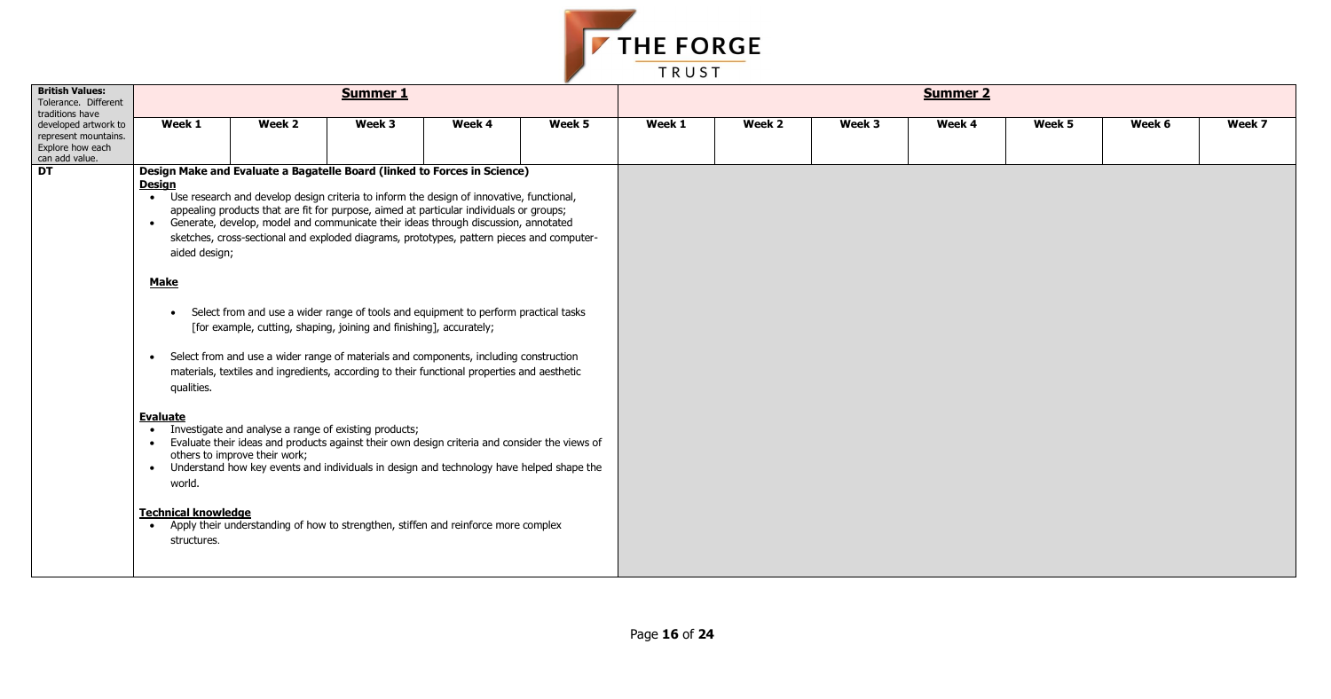| British Values: Tolerance. Different traditions have developed artwork to represent mountains. Explore how each can add value. | Summer 1 | | | | | Summer 2 | | | | | | |
|---|---|---|---|---|---|---|---|---|---|---|---|---|
| | Week 1 | Week 2 | Week 3 | Week 4 | Week 5 | Week 1 | Week 2 | Week 3 | Week 4 | Week 5 | Week 6 | Week 7 |
| **DT** | **Design Make and Evaluate a Bagatelle Board (linked to Forces in Science)**<br><br>**Design**<br>• Use research and develop design criteria to inform the design of innovative, functional, appealing products that are fit for purpose, aimed at particular individuals or groups;<br>• Generate, develop, model and communicate their ideas through discussion, annotated sketches, cross-sectional and exploded diagrams, prototypes, pattern pieces and computer-aided design;<br><br>**Make**<br>• Select from and use a wider range of tools and equipment to perform practical tasks [for example, cutting, shaping, joining and finishing], accurately;<br>• Select from and use a wider range of materials and components, including construction materials, textiles and ingredients, according to their functional properties and aesthetic qualities.<br><br>**Evaluate**<br>• Investigate and analyse a range of existing products;<br>• Evaluate their ideas and products against their own design criteria and consider the views of others to improve their work;<br>• Understand how key events and individuals in design and technology have helped shape the world.<br><br>**Technical knowledge**<br>• Apply their understanding of how to strengthen, stiffen and reinforce more complex structures. | | | | | | | | | | | |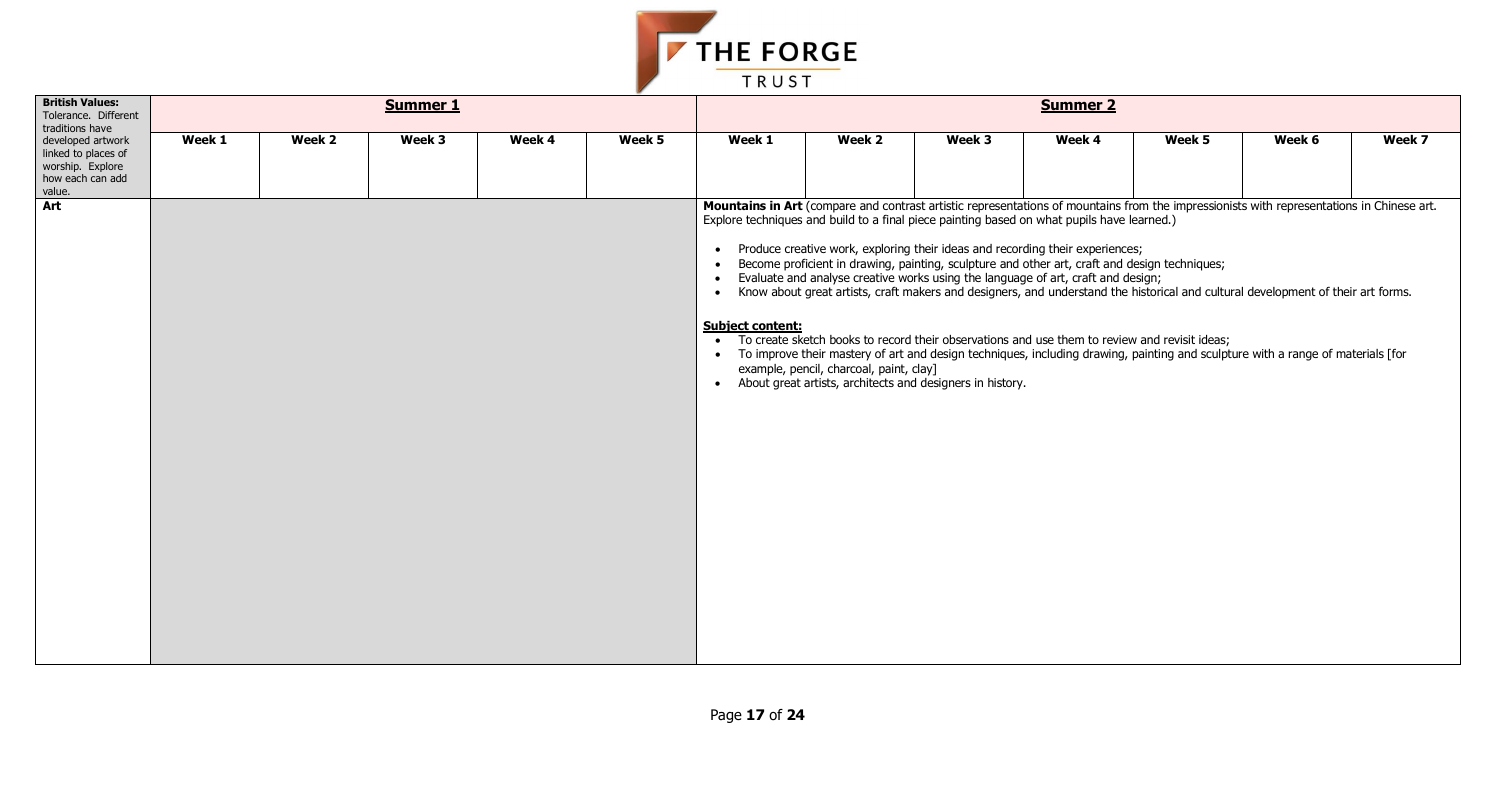THE FORGE TRUST

| British Values: Tolerance. Different traditions have developed artwork linked to places of worship. Explore how each can add value. | Summer 1 | | | | | Summer 2 | | | | | | |
|---|---|---|---|---|---|---|---|---|---|---|---|---|
| | Week 1 | Week 2 | Week 3 | Week 4 | Week 5 | Week 1 | Week 2 | Week 3 | Week 4 | Week 5 | Week 6 | Week 7 |
| **Art** | | | | | | **Mountains in Art** (compare and contrast artistic representations of mountains from the impressionists with representations in Chinese art. Explore techniques and build to a final piece painting based on what pupils have learned.)<br><br>• Produce creative work, exploring their ideas and recording their experiences;<br>• Become proficient in drawing, painting, sculpture and other art, craft and design techniques;<br>• Evaluate and analyse creative works using the language of art, craft and design;<br>• Know about great artists, craft makers and designers, and understand the historical and cultural development of their art forms.<br><br>**Subject content:**<br>• To create sketch books to record their observations and use them to review and revisit ideas;<br>• To improve their mastery of art and design techniques, including drawing, painting and sculpture with a range of materials [for example, pencil, charcoal, paint, clay]<br>• About great artists, architects and designers in history. | | | | | | |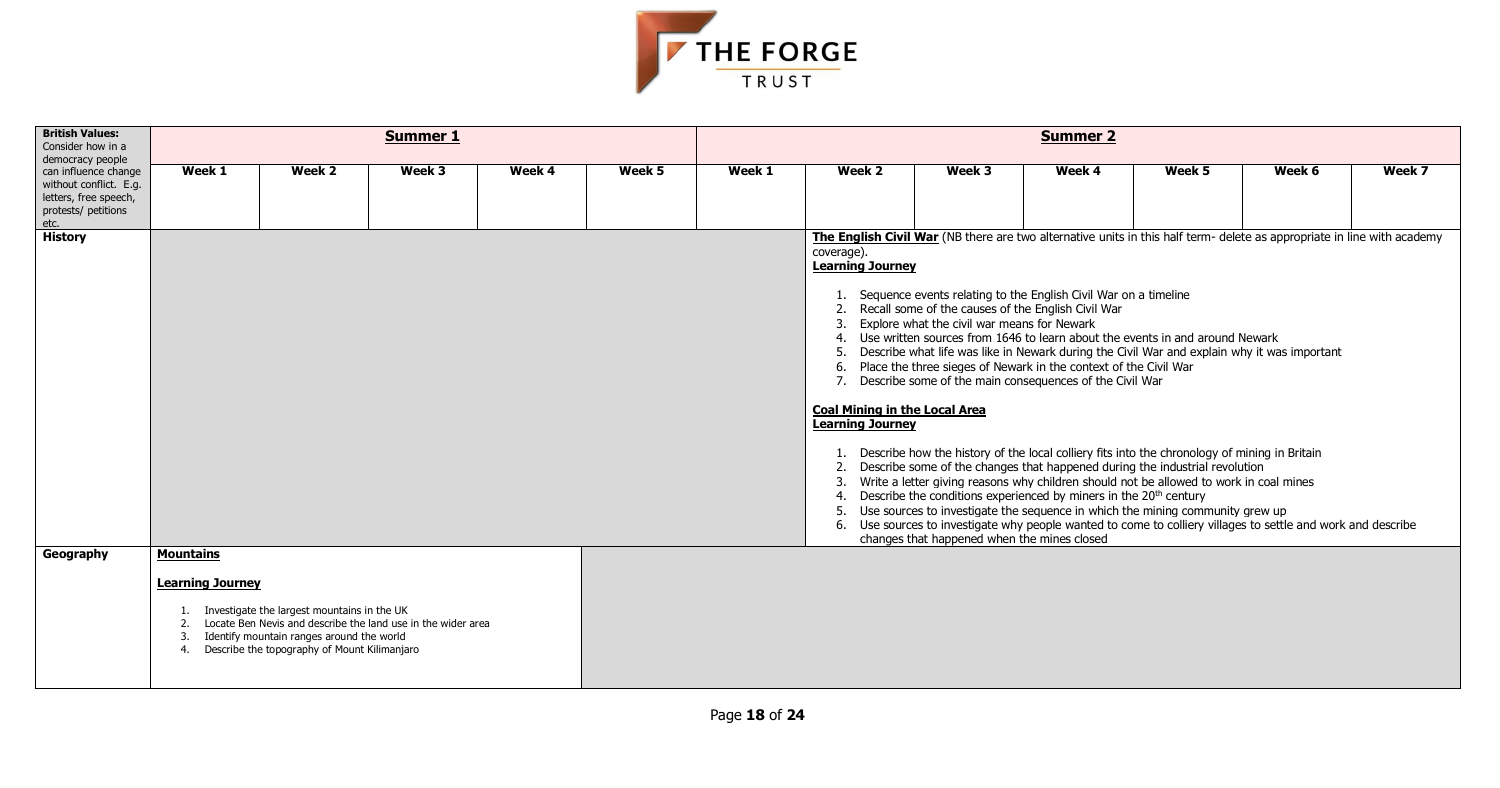| British Values: Consider how in a democracy people can influence change without conflict. E.g. letters, free speech, protests/ petitions etc. | **Summer 1** | | | | | **Summer 2** | | | | | | |
|---|---|---|---|---|---|---|---|---|---|---|---|---|
| | **Week 1** | **Week 2** | **Week 3** | **Week 4** | **Week 5** | **Week 1** | **Week 2** | **Week 3** | **Week 4** | **Week 5** | **Week 6** | **Week 7** |
| **History** | | | | | | | **The English Civil War** (NB there are two alternative units in this half term- delete as appropriate in line with academy coverage).<br>**Learning Journey**<br>1. Sequence events relating to the English Civil War on a timeline<br>2. Recall some of the causes of the English Civil War<br>3. Explore what the civil war means for Newark<br>4. Use written sources from 1646 to learn about the events in and around Newark<br>5. Describe what life was like in Newark during the Civil War and explain why it was important<br>6. Place the three sieges of Newark in the context of the Civil War<br>7. Describe some of the main consequences of the Civil War<br><br>**Coal Mining in the Local Area**<br>**Learning Journey**<br>1. Describe how the history of the local colliery fits into the chronology of mining in Britain<br>2. Describe some of the changes that happened during the industrial revolution<br>3. Write a letter giving reasons why children should not be allowed to work in coal mines<br>4. Describe the conditions experienced by miners in the 20th century<br>5. Use sources to investigate the sequence in which the mining community grew up<br>6. Use sources to investigate why people wanted to come to colliery villages to settle and work and describe changes that happened when the mines closed | | | | | |
| **Geography** | **Mountains**<br><br>**Learning Journey**<br>1. Investigate the largest mountains in the UK<br>2. Locate Ben Nevis and describe the land use in the wider area<br>3. Identify mountain ranges around the world<br>4. Describe the topography of Mount Kilimanjaro | | | | | | | | | | | |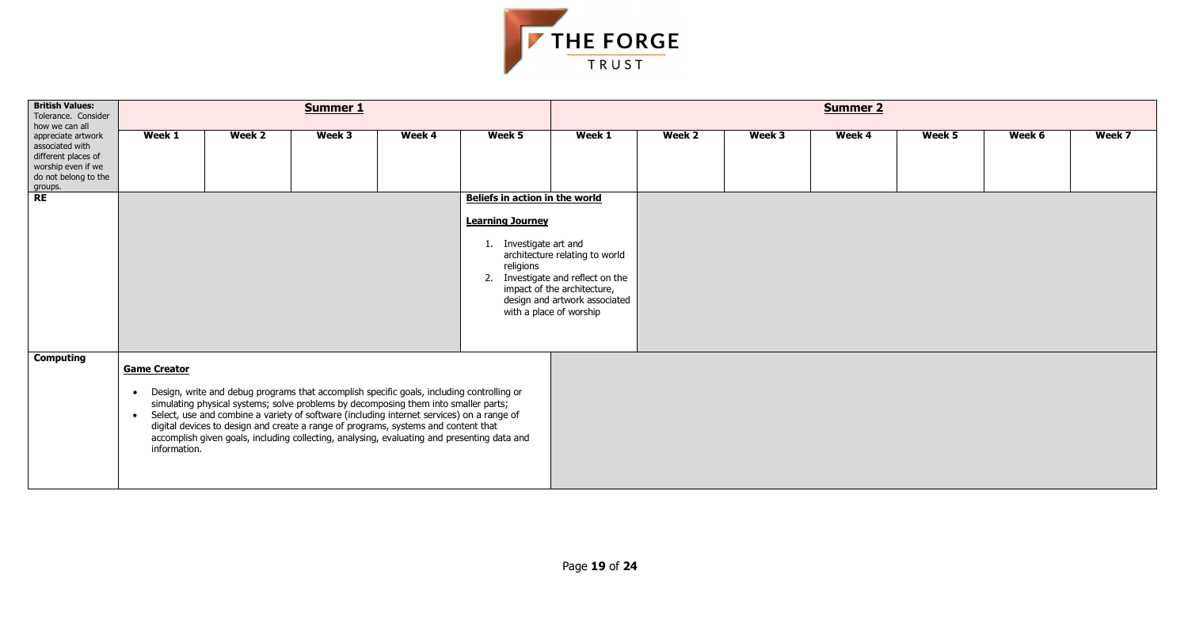| British Values: Tolerance. Consider how we can all appreciate artwork associated with different places of worship even if we do not belong to the groups. | Summer 1 | | | | | Summer 2 | | | | | | |
|---|---|---|---|---|---|---|---|---|---|---|---|---|
| | Week 1 | Week 2 | Week 3 | Week 4 | Week 5 | Week 1 | Week 2 | Week 3 | Week 4 | Week 5 | Week 6 | Week 7 |
| **RE** | | | | | **Beliefs in action in the world**<br><br>**Learning Journey**<br>1. Investigate art and architecture relating to world religions<br>2. Investigate and reflect on the impact of the architecture, design and artwork associated with a place of worship | | | | | | | |
| **Computing** | **Game Creator**<br>• Design, write and debug programs that accomplish specific goals, including controlling or simulating physical systems; solve problems by decomposing them into smaller parts;<br>• Select, use and combine a variety of software (including internet services) on a range of digital devices to design and create a range of programs, systems and content that accomplish given goals, including collecting, analysing, evaluating and presenting data and information. | | | | | | | | | | | |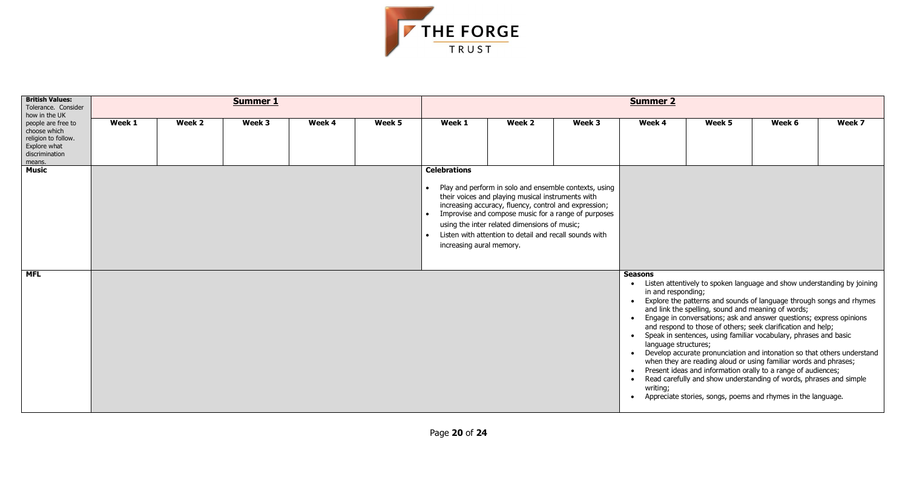**THE FORGE TRUST**

| **British Values:** Tolerance. Consider how in the UK people are free to choose which religion to follow. Explore what discrimination means. | **Summer 1** | | | | | **Summer 2** | | | | | | |
|---|---|---|---|---|---|---|---|---|---|---|---|---|
| | **Week 1** | **Week 2** | **Week 3** | **Week 4** | **Week 5** | **Week 1** | **Week 2** | **Week 3** | **Week 4** | **Week 5** | **Week 6** | **Week 7** |
| **Music** | | | | | | **Celebrations**<br>• Play and perform in solo and ensemble contexts, using their voices and playing musical instruments with increasing accuracy, fluency, control and expression;<br>• Improvise and compose music for a range of purposes using the inter related dimensions of music;<br>• Listen with attention to detail and recall sounds with increasing aural memory. | | | | | | |
| **MFL** | | | | | | | | | **Seasons**<br>• Listen attentively to spoken language and show understanding by joining in and responding;<br>• Explore the patterns and sounds of language through songs and rhymes and link the spelling, sound and meaning of words;<br>• Engage in conversations; ask and answer questions; express opinions and respond to those of others; seek clarification and help;<br>• Speak in sentences, using familiar vocabulary, phrases and basic language structures;<br>• Develop accurate pronunciation and intonation so that others understand when they are reading aloud or using familiar words and phrases;<br>• Present ideas and information orally to a range of audiences;<br>• Read carefully and show understanding of words, phrases and simple writing;<br>• Appreciate stories, songs, poems and rhymes in the language. | | | |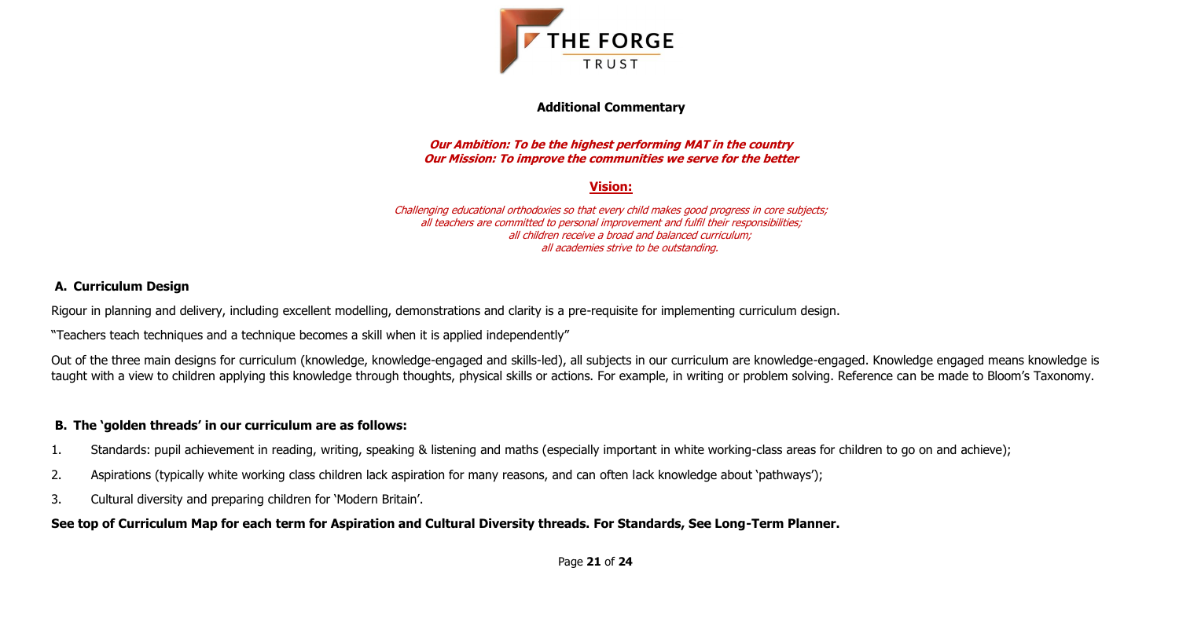## Additional Commentary

***Our Ambition: To be the highest performing MAT in the country***
***Our Mission: To improve the communities we serve for the better***

### Vision:

*Challenging educational orthodoxies so that every child makes good progress in core subjects;*
*all teachers are committed to personal improvement and fulfil their responsibilities;*
*all children receive a broad and balanced curriculum;*
*all academies strive to be outstanding.*

### A. Curriculum Design

Rigour in planning and delivery, including excellent modelling, demonstrations and clarity is a pre-requisite for implementing curriculum design.

"Teachers teach techniques and a technique becomes a skill when it is applied independently"

Out of the three main designs for curriculum (knowledge, knowledge-engaged and skills-led), all subjects in our curriculum are knowledge-engaged. Knowledge engaged means knowledge is taught with a view to children applying this knowledge through thoughts, physical skills or actions. For example, in writing or problem solving. Reference can be made to Bloom's Taxonomy.

### B. The 'golden threads' in our curriculum are as follows:

1. Standards: pupil achievement in reading, writing, speaking & listening and maths (especially important in white working-class areas for children to go on and achieve);
2. Aspirations (typically white working class children lack aspiration for many reasons, and can often lack knowledge about 'pathways');
3. Cultural diversity and preparing children for 'Modern Britain'.

**See top of Curriculum Map for each term for Aspiration and Cultural Diversity threads. For Standards, See Long-Term Planner.**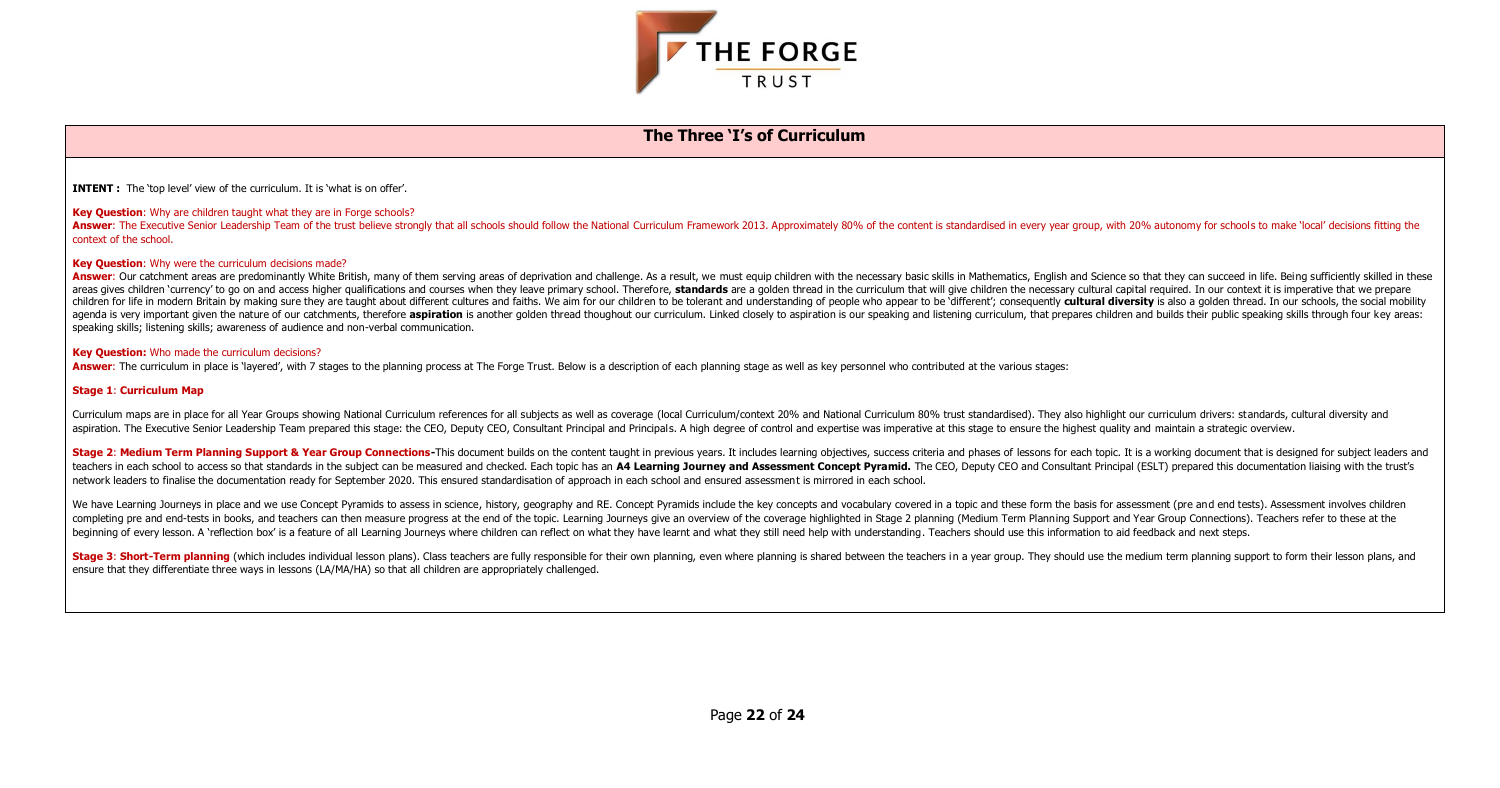# The Three 'I's of Curriculum

**INTENT :** The 'top level' view of the curriculum. It is 'what is on offer'.

**Key Question**: Why are children taught what they are in Forge schools?

**Answer**: The Executive Senior Leadership Team of the trust believe strongly that all schools should follow the National Curriculum Framework 2013. Approximately 80% of the content is standardised in every year group, with 20% autonomy for schools to make 'local' decisions fitting the context of the school.

**Key Question**: Why were the curriculum decisions made?

**Answer**: Our catchment areas are predominantly White British, many of them serving areas of deprivation and challenge. As a result, we must equip children with the necessary basic skills in Mathematics, English and Science so that they can succeed in life. Being sufficiently skilled in these areas gives children 'currency' to go on and access higher qualifications and courses when they leave primary school. Therefore, **standards** are a golden thread in the curriculum that will give children the necessary cultural capital required. In our context it is imperative that we prepare children for life in modern Britain by making sure they are taught about different cultures and faiths. We aim for our children to be tolerant and understanding of people who appear to be 'different'; consequently **cultural diversity** is also a golden thread. In our schools, the social mobility agenda is very important given the nature of our catchments, therefore **aspiration** is another golden thread thoughout our curriculum. Linked closely to aspiration is our speaking and listening curriculum, that prepares children and builds their public speaking skills through four key areas: speaking skills; listening skills; awareness of audience and non-verbal communication.

**Key Question:** Who made the curriculum decisions?

**Answer**: The curriculum in place is 'layered', with 7 stages to the planning process at The Forge Trust. Below is a description of each planning stage as well as key personnel who contributed at the various stages:

**Stage 1**: **Curriculum Map**

Curriculum maps are in place for all Year Groups showing National Curriculum references for all subjects as well as coverage (local Curriculum/context 20% and National Curriculum 80% trust standardised). They also highlight our curriculum drivers: standards, cultural diversity and aspiration. The Executive Senior Leadership Team prepared this stage: the CEO, Deputy CEO, Consultant Principal and Principals. A high degree of control and expertise was imperative at this stage to ensure the highest quality and maintain a strategic overview.

**Stage 2**: **Medium Term Planning Support & Year Group Connections**-This document builds on the content taught in previous years. It includes learning objectives, success criteria and phases of lessons for each topic. It is a working document that is designed for subject leaders and teachers in each school to access so that standards in the subject can be measured and checked. Each topic has an **A4 Learning Journey and Assessment Concept Pyramid.** The CEO, Deputy CEO and Consultant Principal (ESLT) prepared this documentation liaising with the trust's network leaders to finalise the documentation ready for September 2020. This ensured standardisation of approach in each school and ensured assessment is mirrored in each school.

We have Learning Journeys in place and we use Concept Pyramids to assess in science, history, geography and RE. Concept Pyramids include the key concepts and vocabulary covered in a topic and these form the basis for assessment (pre and end tests). Assessment involves children completing pre and end-tests in books, and teachers can then measure progress at the end of the topic. Learning Journeys give an overview of the coverage highlighted in Stage 2 planning (Medium Term Planning Support and Year Group Connections). Teachers refer to these at the beginning of every lesson. A 'reflection box' is a feature of all Learning Journeys where children can reflect on what they have learnt and what they still need help with understanding. Teachers should use this information to aid feedback and next steps.

**Stage 3**: **Short-Term planning** (which includes individual lesson plans). Class teachers are fully responsible for their own planning, even where planning is shared between the teachers in a year group. They should use the medium term planning support to form their lesson plans, and ensure that they differentiate three ways in lessons (LA/MA/HA) so that all children are appropriately challenged.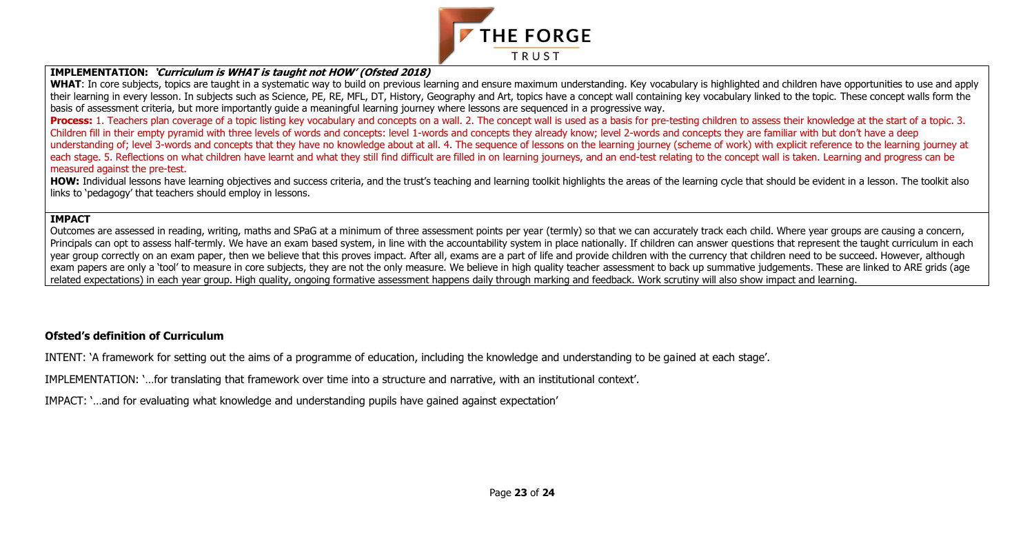**IMPLEMENTATION:** ***'Curriculum is WHAT is taught not HOW' (Ofsted 2018)***

**WHAT**: In core subjects, topics are taught in a systematic way to build on previous learning and ensure maximum understanding. Key vocabulary is highlighted and children have opportunities to use and apply their learning in every lesson. In subjects such as Science, PE, RE, MFL, DT, History, Geography and Art, topics have a concept wall containing key vocabulary linked to the topic. These concept walls form the basis of assessment criteria, but more importantly guide a meaningful learning journey where lessons are sequenced in a progressive way.

**Process:** 1. Teachers plan coverage of a topic listing key vocabulary and concepts on a wall. 2. The concept wall is used as a basis for pre-testing children to assess their knowledge at the start of a topic. 3. Children fill in their empty pyramid with three levels of words and concepts: level 1-words and concepts they already know; level 2-words and concepts they are familiar with but don't have a deep understanding of; level 3-words and concepts that they have no knowledge about at all. 4. The sequence of lessons on the learning journey (scheme of work) with explicit reference to the learning journey at each stage. 5. Reflections on what children have learnt and what they still find difficult are filled in on learning journeys, and an end-test relating to the concept wall is taken. Learning and progress can be measured against the pre-test.

**HOW:** Individual lessons have learning objectives and success criteria, and the trust's teaching and learning toolkit highlights the areas of the learning cycle that should be evident in a lesson. The toolkit also links to 'pedagogy' that teachers should employ in lessons.

**IMPACT**

Outcomes are assessed in reading, writing, maths and SPaG at a minimum of three assessment points per year (termly) so that we can accurately track each child. Where year groups are causing a concern, Principals can opt to assess half-termly. We have an exam based system, in line with the accountability system in place nationally. If children can answer questions that represent the taught curriculum in each year group correctly on an exam paper, then we believe that this proves impact. After all, exams are a part of life and provide children with the currency that children need to be succeed. However, although exam papers are only a 'tool' to measure in core subjects, they are not the only measure. We believe in high quality teacher assessment to back up summative judgements. These are linked to ARE grids (age related expectations) in each year group. High quality, ongoing formative assessment happens daily through marking and feedback. Work scrutiny will also show impact and learning.

**Ofsted's definition of Curriculum**

INTENT: 'A framework for setting out the aims of a programme of education, including the knowledge and understanding to be gained at each stage'.

IMPLEMENTATION: '…for translating that framework over time into a structure and narrative, with an institutional context'.

IMPACT: '…and for evaluating what knowledge and understanding pupils have gained against expectation'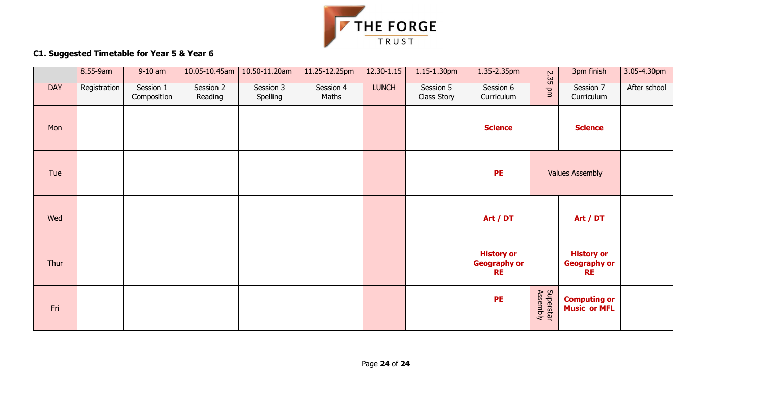### C1. Suggested Timetable for Year 5 & Year 6

| | 8.55-9am | 9-10 am | 10.05-10.45am | 10.50-11.20am | 11.25-12.25pm | 12.30-1.15 | 1.15-1.30pm | 1.35-2.35pm | 2.35 pm | 3pm finish | 3.05-4.30pm |
|---|---|---|---|---|---|---|---|---|---|---|---|
| DAY | Registration | Session 1 Composition | Session 2 Reading | Session 3 Spelling | Session 4 Maths | LUNCH | Session 5 Class Story | Session 6 Curriculum | | Session 7 Curriculum | After school |
| Mon | | | | | | | | **Science** | | **Science** | |
| Tue | | | | | | | | **PE** | Values Assembly | | |
| Wed | | | | | | | | **Art / DT** | | **Art / DT** | |
| Thur | | | | | | | | **History or Geography or RE** | | **History or Geography or RE** | |
| Fri | | | | | | | | **PE** | Superstar Assembly | **Computing or Music or MFL** | |